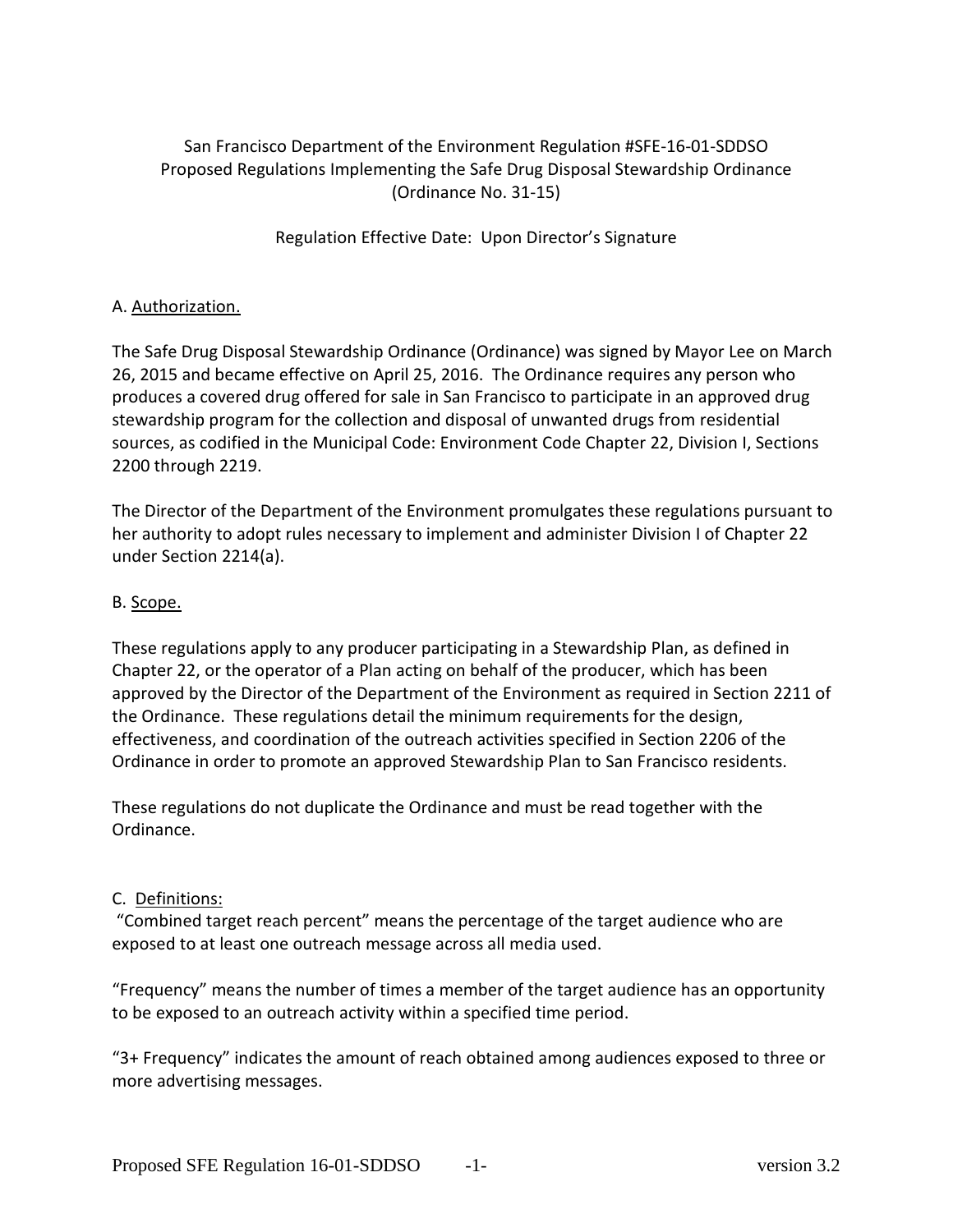San Francisco Department of the Environment Regulation #SFE-16-01-SDDSO
Proposed Regulations Implementing the Safe Drug Disposal Stewardship Ordinance
(Ordinance No. 31-15)

Regulation Effective Date: Upon Director's Signature

## A. Authorization.

The Safe Drug Disposal Stewardship Ordinance (Ordinance) was signed by Mayor Lee on March 26, 2015 and became effective on April 25, 2016. The Ordinance requires any person who produces a covered drug offered for sale in San Francisco to participate in an approved drug stewardship program for the collection and disposal of unwanted drugs from residential sources, as codified in the Municipal Code: Environment Code Chapter 22, Division I, Sections 2200 through 2219.

The Director of the Department of the Environment promulgates these regulations pursuant to her authority to adopt rules necessary to implement and administer Division I of Chapter 22 under Section 2214(a).

## B. Scope.

These regulations apply to any producer participating in a Stewardship Plan, as defined in Chapter 22, or the operator of a Plan acting on behalf of the producer, which has been approved by the Director of the Department of the Environment as required in Section 2211 of the Ordinance. These regulations detail the minimum requirements for the design, effectiveness, and coordination of the outreach activities specified in Section 2206 of the Ordinance in order to promote an approved Stewardship Plan to San Francisco residents.

These regulations do not duplicate the Ordinance and must be read together with the Ordinance.

## C. Definitions:

"Combined target reach percent" means the percentage of the target audience who are exposed to at least one outreach message across all media used.

"Frequency" means the number of times a member of the target audience has an opportunity to be exposed to an outreach activity within a specified time period.

"3+ Frequency" indicates the amount of reach obtained among audiences exposed to three or more advertising messages.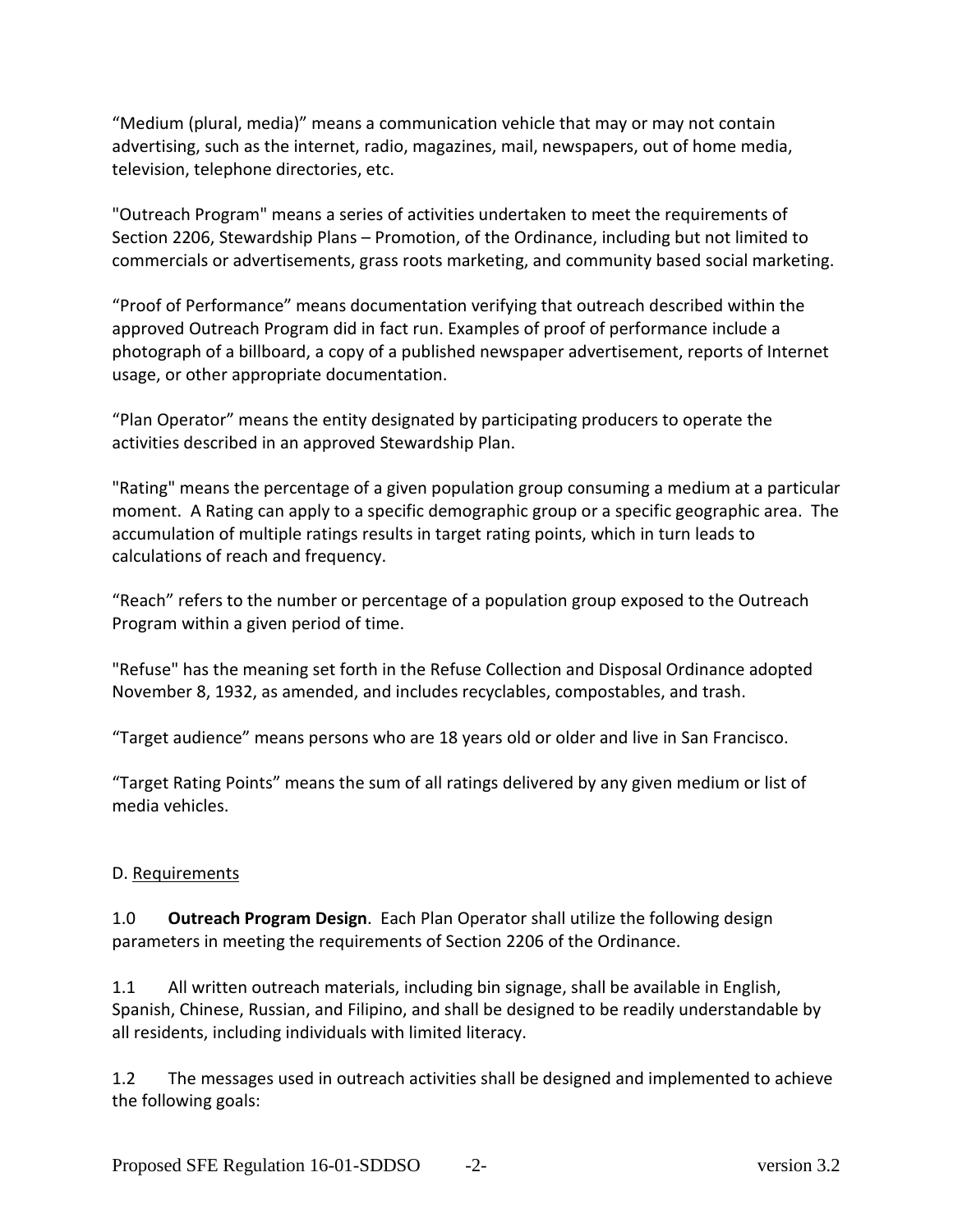“Medium (plural, media)” means a communication vehicle that may or may not contain advertising, such as the internet, radio, magazines, mail, newspapers, out of home media, television, telephone directories, etc.

"Outreach Program" means a series of activities undertaken to meet the requirements of Section 2206, Stewardship Plans – Promotion, of the Ordinance, including but not limited to commercials or advertisements, grass roots marketing, and community based social marketing.

“Proof of Performance” means documentation verifying that outreach described within the approved Outreach Program did in fact run. Examples of proof of performance include a photograph of a billboard, a copy of a published newspaper advertisement, reports of Internet usage, or other appropriate documentation.

“Plan Operator” means the entity designated by participating producers to operate the activities described in an approved Stewardship Plan.

"Rating" means the percentage of a given population group consuming a medium at a particular moment. A Rating can apply to a specific demographic group or a specific geographic area. The accumulation of multiple ratings results in target rating points, which in turn leads to calculations of reach and frequency.

“Reach” refers to the number or percentage of a population group exposed to the Outreach Program within a given period of time.

"Refuse" has the meaning set forth in the Refuse Collection and Disposal Ordinance adopted November 8, 1932, as amended, and includes recyclables, compostables, and trash.

“Target audience” means persons who are 18 years old or older and live in San Francisco.

“Target Rating Points” means the sum of all ratings delivered by any given medium or list of media vehicles.

D. Requirements

1.0 **Outreach Program Design**. Each Plan Operator shall utilize the following design parameters in meeting the requirements of Section 2206 of the Ordinance.

1.1 All written outreach materials, including bin signage, shall be available in English, Spanish, Chinese, Russian, and Filipino, and shall be designed to be readily understandable by all residents, including individuals with limited literacy.

1.2 The messages used in outreach activities shall be designed and implemented to achieve the following goals: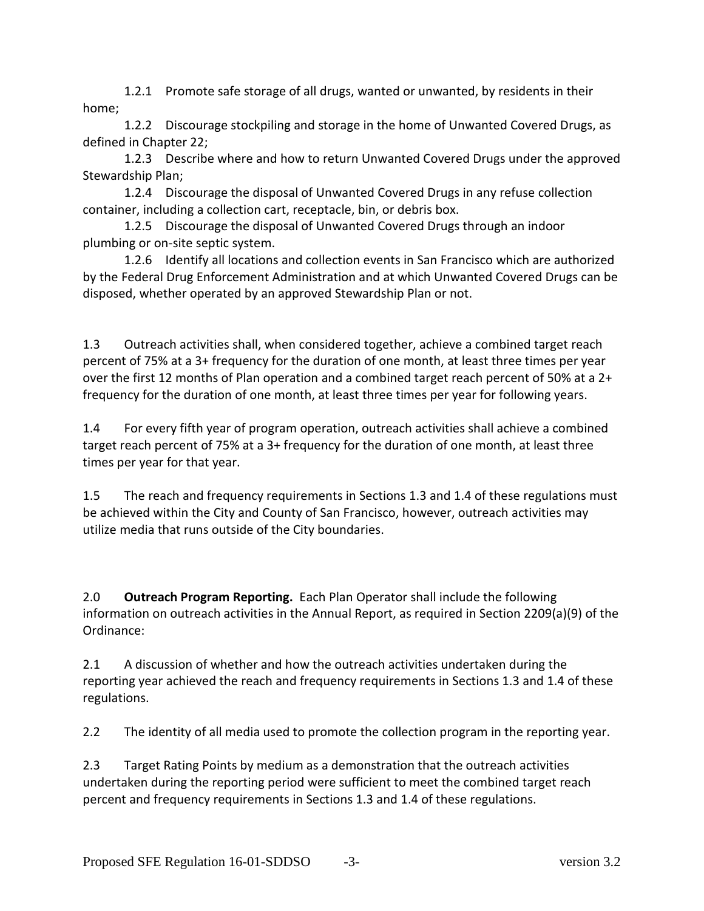1.2.1 Promote safe storage of all drugs, wanted or unwanted, by residents in their home;

1.2.2 Discourage stockpiling and storage in the home of Unwanted Covered Drugs, as defined in Chapter 22;

1.2.3 Describe where and how to return Unwanted Covered Drugs under the approved Stewardship Plan;

1.2.4 Discourage the disposal of Unwanted Covered Drugs in any refuse collection container, including a collection cart, receptacle, bin, or debris box.

1.2.5 Discourage the disposal of Unwanted Covered Drugs through an indoor plumbing or on-site septic system.

1.2.6 Identify all locations and collection events in San Francisco which are authorized by the Federal Drug Enforcement Administration and at which Unwanted Covered Drugs can be disposed, whether operated by an approved Stewardship Plan or not.

1.3 Outreach activities shall, when considered together, achieve a combined target reach percent of 75% at a 3+ frequency for the duration of one month, at least three times per year over the first 12 months of Plan operation and a combined target reach percent of 50% at a 2+ frequency for the duration of one month, at least three times per year for following years.

1.4 For every fifth year of program operation, outreach activities shall achieve a combined target reach percent of 75% at a 3+ frequency for the duration of one month, at least three times per year for that year.

1.5 The reach and frequency requirements in Sections 1.3 and 1.4 of these regulations must be achieved within the City and County of San Francisco, however, outreach activities may utilize media that runs outside of the City boundaries.

2.0 **Outreach Program Reporting.** Each Plan Operator shall include the following information on outreach activities in the Annual Report, as required in Section 2209(a)(9) of the Ordinance:

2.1 A discussion of whether and how the outreach activities undertaken during the reporting year achieved the reach and frequency requirements in Sections 1.3 and 1.4 of these regulations.

2.2 The identity of all media used to promote the collection program in the reporting year.

2.3 Target Rating Points by medium as a demonstration that the outreach activities undertaken during the reporting period were sufficient to meet the combined target reach percent and frequency requirements in Sections 1.3 and 1.4 of these regulations.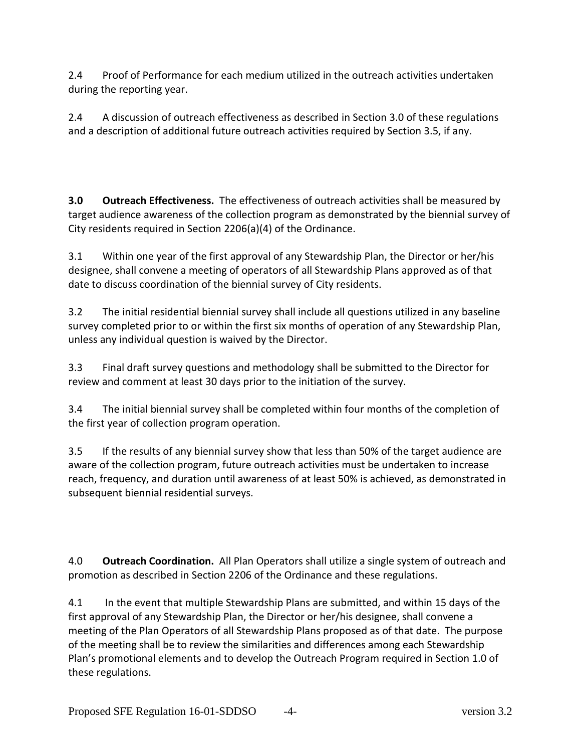2.4 Proof of Performance for each medium utilized in the outreach activities undertaken during the reporting year.

2.4 A discussion of outreach effectiveness as described in Section 3.0 of these regulations and a description of additional future outreach activities required by Section 3.5, if any.

**3.0 Outreach Effectiveness.** The effectiveness of outreach activities shall be measured by target audience awareness of the collection program as demonstrated by the biennial survey of City residents required in Section 2206(a)(4) of the Ordinance.

3.1 Within one year of the first approval of any Stewardship Plan, the Director or her/his designee, shall convene a meeting of operators of all Stewardship Plans approved as of that date to discuss coordination of the biennial survey of City residents.

3.2 The initial residential biennial survey shall include all questions utilized in any baseline survey completed prior to or within the first six months of operation of any Stewardship Plan, unless any individual question is waived by the Director.

3.3 Final draft survey questions and methodology shall be submitted to the Director for review and comment at least 30 days prior to the initiation of the survey.

3.4 The initial biennial survey shall be completed within four months of the completion of the first year of collection program operation.

3.5 If the results of any biennial survey show that less than 50% of the target audience are aware of the collection program, future outreach activities must be undertaken to increase reach, frequency, and duration until awareness of at least 50% is achieved, as demonstrated in subsequent biennial residential surveys.

4.0 **Outreach Coordination.** All Plan Operators shall utilize a single system of outreach and promotion as described in Section 2206 of the Ordinance and these regulations.

4.1 In the event that multiple Stewardship Plans are submitted, and within 15 days of the first approval of any Stewardship Plan, the Director or her/his designee, shall convene a meeting of the Plan Operators of all Stewardship Plans proposed as of that date. The purpose of the meeting shall be to review the similarities and differences among each Stewardship Plan's promotional elements and to develop the Outreach Program required in Section 1.0 of these regulations.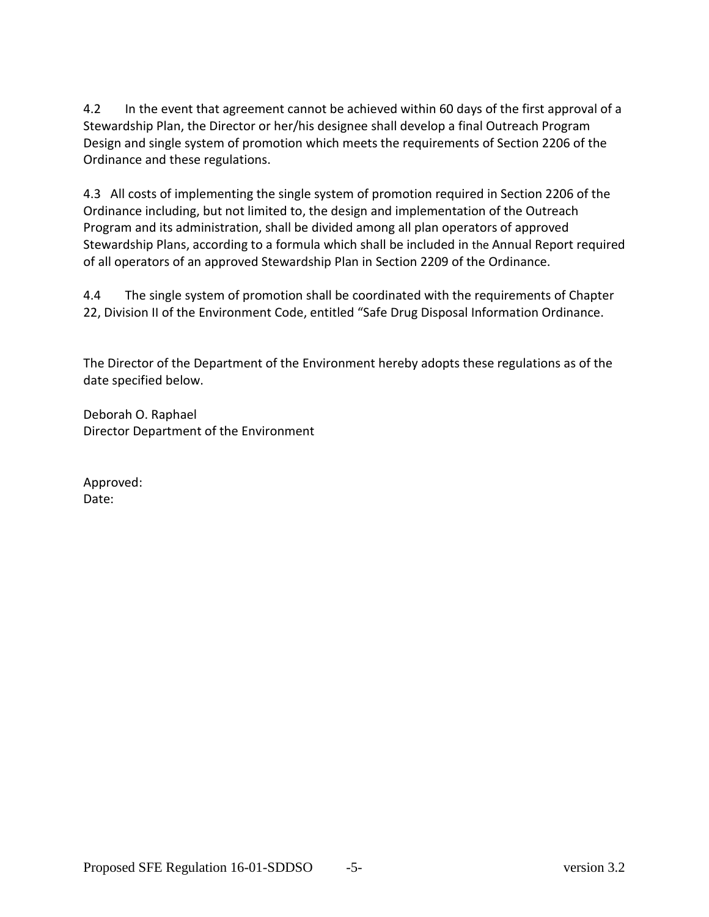4.2 In the event that agreement cannot be achieved within 60 days of the first approval of a Stewardship Plan, the Director or her/his designee shall develop a final Outreach Program Design and single system of promotion which meets the requirements of Section 2206 of the Ordinance and these regulations.

4.3 All costs of implementing the single system of promotion required in Section 2206 of the Ordinance including, but not limited to, the design and implementation of the Outreach Program and its administration, shall be divided among all plan operators of approved Stewardship Plans, according to a formula which shall be included in the Annual Report required of all operators of an approved Stewardship Plan in Section 2209 of the Ordinance.

4.4 The single system of promotion shall be coordinated with the requirements of Chapter 22, Division II of the Environment Code, entitled "Safe Drug Disposal Information Ordinance.

The Director of the Department of the Environment hereby adopts these regulations as of the date specified below.

Deborah O. Raphael
Director Department of the Environment

Approved:
Date: